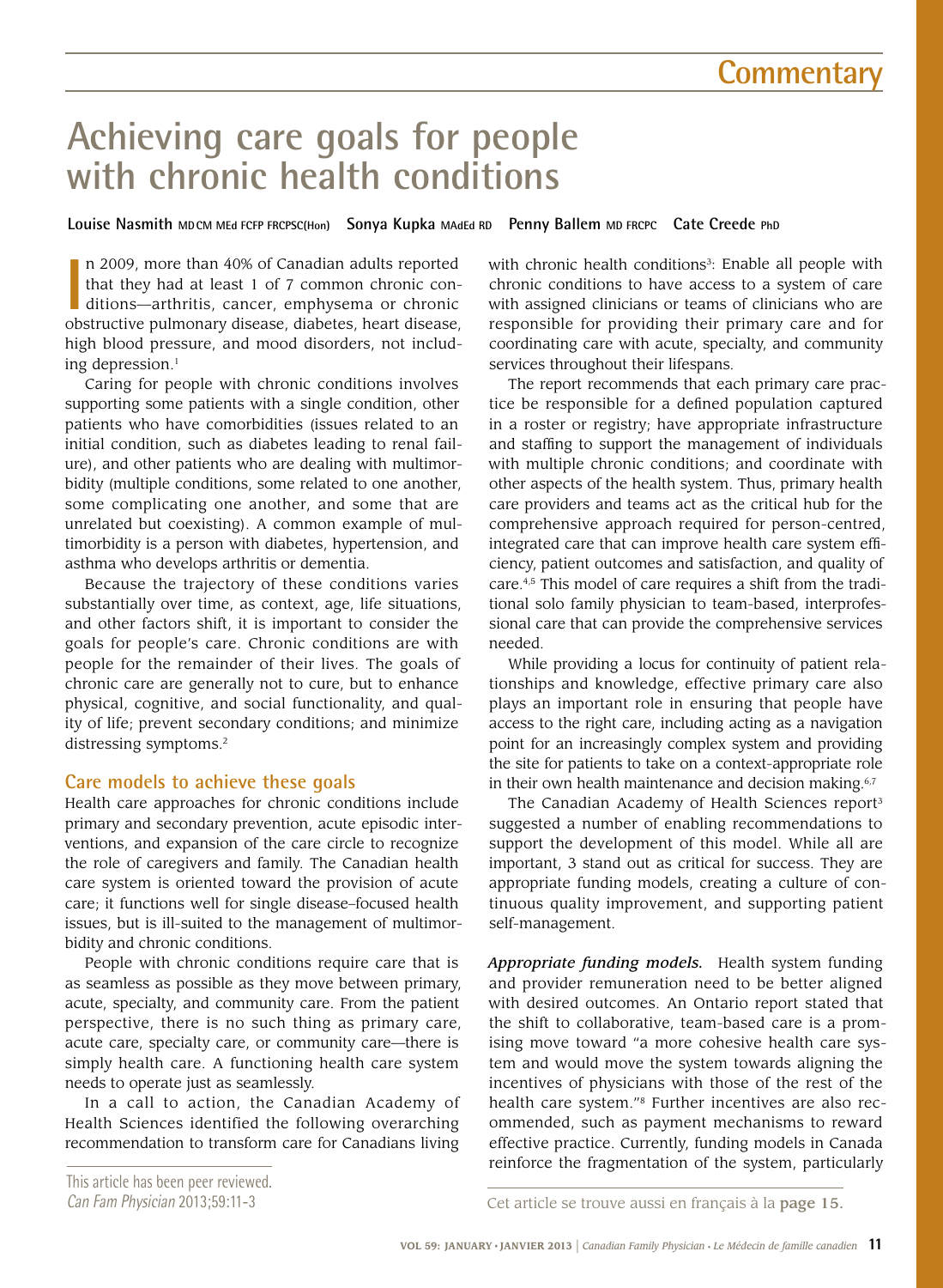# Achieving care goals for people with chronic health conditions

**Louise Nasmith** MDCM MEd FCFP FRCPSC(Hon) **Sonya Kupka** MAdEd RD **Penny Ballem** MD FRCPC **Cate Creede** PhD

In 2009, more than 40% of Canadian adults reported that they had at least 1 of 7 common chronic conditions—arthritis, cancer, emphysema or chronic obstructive pulmonary disease, diabetes, heart disease, high blood pressure, and mood disorders, not including depression.[1]

Caring for people with chronic conditions involves supporting some patients with a single condition, other patients who have comorbidities (issues related to an initial condition, such as diabetes leading to renal failure), and other patients who are dealing with multimorbidity (multiple conditions, some related to one another, some complicating one another, and some that are unrelated but coexisting). A common example of multimorbidity is a person with diabetes, hypertension, and asthma who develops arthritis or dementia.

Because the trajectory of these conditions varies substantially over time, as context, age, life situations, and other factors shift, it is important to consider the goals for people's care. Chronic conditions are with people for the remainder of their lives. The goals of chronic care are generally not to cure, but to enhance physical, cognitive, and social functionality, and quality of life; prevent secondary conditions; and minimize distressing symptoms.[2]

## Care models to achieve these goals

Health care approaches for chronic conditions include primary and secondary prevention, acute episodic interventions, and expansion of the care circle to recognize the role of caregivers and family. The Canadian health care system is oriented toward the provision of acute care; it functions well for single disease–focused health issues, but is ill-suited to the management of multimorbidity and chronic conditions.

People with chronic conditions require care that is as seamless as possible as they move between primary, acute, specialty, and community care. From the patient perspective, there is no such thing as primary care, acute care, specialty care, or community care—there is simply health care. A functioning health care system needs to operate just as seamlessly.

In a call to action, the Canadian Academy of Health Sciences identified the following overarching recommendation to transform care for Canadians living with chronic health conditions[3]: Enable all people with chronic conditions to have access to a system of care with assigned clinicians or teams of clinicians who are responsible for providing their primary care and for coordinating care with acute, specialty, and community services throughout their lifespans.

The report recommends that each primary care practice be responsible for a defined population captured in a roster or registry; have appropriate infrastructure and staffing to support the management of individuals with multiple chronic conditions; and coordinate with other aspects of the health system. Thus, primary health care providers and teams act as the critical hub for the comprehensive approach required for person-centred, integrated care that can improve health care system efficiency, patient outcomes and satisfaction, and quality of care.[4,5] This model of care requires a shift from the traditional solo family physician to team-based, interprofessional care that can provide the comprehensive services needed.

While providing a locus for continuity of patient relationships and knowledge, effective primary care also plays an important role in ensuring that people have access to the right care, including acting as a navigation point for an increasingly complex system and providing the site for patients to take on a context-appropriate role in their own health maintenance and decision making.[6,7]

The Canadian Academy of Health Sciences report[3] suggested a number of enabling recommendations to support the development of this model. While all are important, 3 stand out as critical for success. They are appropriate funding models, creating a culture of continuous quality improvement, and supporting patient self-management.

***Appropriate funding models.*** Health system funding and provider remuneration need to be better aligned with desired outcomes. An Ontario report stated that the shift to collaborative, team-based care is a promising move toward "a more cohesive health care system and would move the system towards aligning the incentives of physicians with those of the rest of the health care system."[8] Further incentives are also recommended, such as payment mechanisms to reward effective practice. Currently, funding models in Canada reinforce the fragmentation of the system, particularly

This article has been peer reviewed.
*Can Fam Physician* 2013;59:11-3

Cet article se trouve aussi en français à la **page 15.**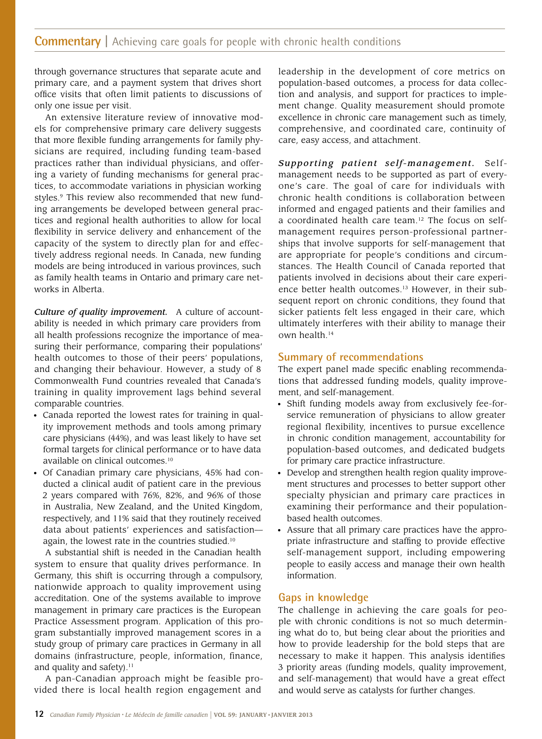through governance structures that separate acute and primary care, and a payment system that drives short office visits that often limit patients to discussions of only one issue per visit.

An extensive literature review of innovative models for comprehensive primary care delivery suggests that more flexible funding arrangements for family physicians are required, including funding team-based practices rather than individual physicians, and offering a variety of funding mechanisms for general practices, to accommodate variations in physician working styles.[9] This review also recommended that new funding arrangements be developed between general practices and regional health authorities to allow for local flexibility in service delivery and enhancement of the capacity of the system to directly plan for and effectively address regional needs. In Canada, new funding models are being introduced in various provinces, such as family health teams in Ontario and primary care networks in Alberta.

***Culture of quality improvement.*** A culture of accountability is needed in which primary care providers from all health professions recognize the importance of measuring their performance, comparing their populations' health outcomes to those of their peers' populations, and changing their behaviour. However, a study of 8 Commonwealth Fund countries revealed that Canada's training in quality improvement lags behind several comparable countries.

- Canada reported the lowest rates for training in quality improvement methods and tools among primary care physicians (44%), and was least likely to have set formal targets for clinical performance or to have data available on clinical outcomes.[10]
- Of Canadian primary care physicians, 45% had conducted a clinical audit of patient care in the previous 2 years compared with 76%, 82%, and 96% of those in Australia, New Zealand, and the United Kingdom, respectively, and 11% said that they routinely received data about patients' experiences and satisfaction—again, the lowest rate in the countries studied.[10]

A substantial shift is needed in the Canadian health system to ensure that quality drives performance. In Germany, this shift is occurring through a compulsory, nationwide approach to quality improvement using accreditation. One of the systems available to improve management in primary care practices is the European Practice Assessment program. Application of this program substantially improved management scores in a study group of primary care practices in Germany in all domains (infrastructure, people, information, finance, and quality and safety).[11]

A pan-Canadian approach might be feasible provided there is local health region engagement and leadership in the development of core metrics on population-based outcomes, a process for data collection and analysis, and support for practices to implement change. Quality measurement should promote excellence in chronic care management such as timely, comprehensive, and coordinated care, continuity of care, easy access, and attachment.

***Supporting patient self-management.*** Self-management needs to be supported as part of everyone's care. The goal of care for individuals with chronic health conditions is collaboration between informed and engaged patients and their families and a coordinated health care team.[12] The focus on self-management requires person-professional partnerships that involve supports for self-management that are appropriate for people's conditions and circumstances. The Health Council of Canada reported that patients involved in decisions about their care experience better health outcomes.[13] However, in their subsequent report on chronic conditions, they found that sicker patients felt less engaged in their care, which ultimately interferes with their ability to manage their own health.[14]

## Summary of recommendations

The expert panel made specific enabling recommendations that addressed funding models, quality improvement, and self-management.

- Shift funding models away from exclusively fee-for-service remuneration of physicians to allow greater regional flexibility, incentives to pursue excellence in chronic condition management, accountability for population-based outcomes, and dedicated budgets for primary care practice infrastructure.
- Develop and strengthen health region quality improvement structures and processes to better support other specialty physician and primary care practices in examining their performance and their population-based health outcomes.
- Assure that all primary care practices have the appropriate infrastructure and staffing to provide effective self-management support, including empowering people to easily access and manage their own health information.

## Gaps in knowledge

The challenge in achieving the care goals for people with chronic conditions is not so much determining what do to, but being clear about the priorities and how to provide leadership for the bold steps that are necessary to make it happen. This analysis identifies 3 priority areas (funding models, quality improvement, and self-management) that would have a great effect and would serve as catalysts for further changes.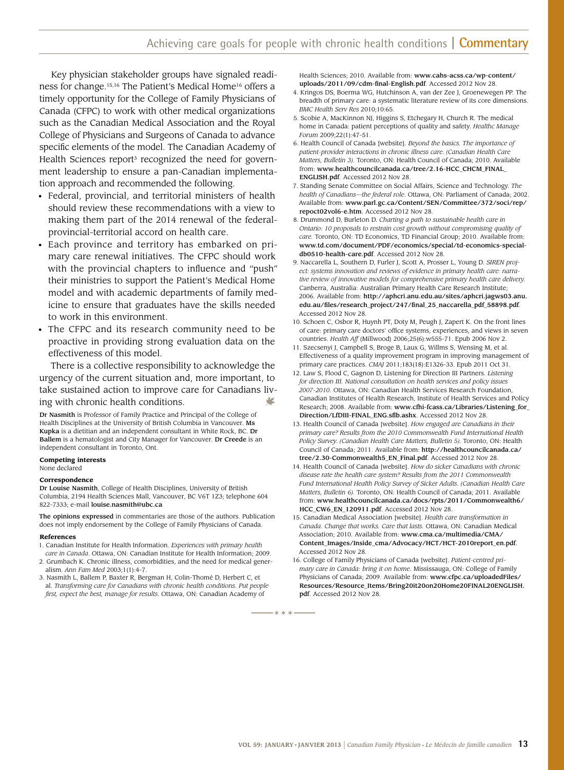Key physician stakeholder groups have signaled readiness for change.[15,16] The Patient's Medical Home[16] offers a timely opportunity for the College of Family Physicians of Canada (CFPC) to work with other medical organizations such as the Canadian Medical Association and the Royal College of Physicians and Surgeons of Canada to advance specific elements of the model. The Canadian Academy of Health Sciences report[3] recognized the need for government leadership to ensure a pan-Canadian implementation approach and recommended the following.

- Federal, provincial, and territorial ministers of health should review these recommendations with a view to making them part of the 2014 renewal of the federal-provincial-territorial accord on health care.
- Each province and territory has embarked on primary care renewal initiatives. The CFPC should work with the provincial chapters to influence and "push" their ministries to support the Patient's Medical Home model and with academic departments of family medicine to ensure that graduates have the skills needed to work in this environment.
- The CFPC and its research community need to be proactive in providing strong evaluation data on the effectiveness of this model.

There is a collective responsibility to acknowledge the urgency of the current situation and, more important, to take sustained action to improve care for Canadians living with chronic health conditions.

**Dr Nasmith** is Professor of Family Practice and Principal of the College of Health Disciplines at the University of British Columbia in Vancouver. **Ms Kupka** is a dietitian and an independent consultant in White Rock, BC. **Dr Ballem** is a hematologist and City Manager for Vancouver. **Dr Creede** is an independent consultant in Toronto, Ont.

**Competing interests**

None declared

**Correspondence**

**Dr Louise Nasmith**, College of Health Disciplines, University of British Columbia, 2194 Health Sciences Mall, Vancouver, BC V6T 1Z3; telephone 604 822-7333; e-mail **louise.nasmith@ubc.ca**

**The opinions expressed** in commentaries are those of the authors. Publication does not imply endorsement by the College of Family Physicians of Canada.

**References**

1. Canadian Institute for Health Information. *Experiences with primary health care in Canada*. Ottawa, ON: Canadian Institute for Health Information; 2009.
2. Grumbach K. Chronic illness, comorbidities, and the need for medical generalism. *Ann Fam Med* 2003;1(1):4-7.
3. Nasmith L, Ballem P, Baxter R, Bergman H, Colin-Thomé D, Herbert C, et al. *Transforming care for Canadians with chronic health conditions. Put people first, expect the best, manage for results.* Ottawa, ON: Canadian Academy of Health Sciences; 2010. Available from: **www.cahs-acss.ca/wp-content/uploads/2011/09/cdm-final-English.pdf**. Accessed 2012 Nov 28.
4. Kringos DS, Boerma WG, Hutchinson A, van der Zee J, Groenewegen PP. The breadth of primary care: a systematic literature review of its core dimensions. *BMC Health Serv Res* 2010;10:65.
5. Scobie A, MacKinnon NJ, Higgins S, Etchegary H, Church R. The medical home in Canada: patient perceptions of quality and safety. *Healthc Manage Forum* 2009;22(1):47-51.
6. Health Council of Canada [website]. *Beyond the basics. The importance of patient-provider interactions in chronic illness care. (Canadian Health Care Matters, Bulletin 3).* Toronto, ON: Health Council of Canada; 2010. Available from: **www.healthcouncilcanada.ca/tree/2.16-HCC_CHCM_FINAL_ENGLISH.pdf**. Accessed 2012 Nov 28.
7. Standing Senate Committee on Social Affairs, Science and Technology. *The health of Canadians—the federal role.* Ottawa, ON: Parliament of Canada; 2002. Available from: **www.parl.gc.ca/Content/SEN/Committee/372/soci/rep/repoct02vol6-e.htm**. Accessed 2012 Nov 28.
8. Drummond D, Burleton D. *Charting a path to sustainable health care in Ontario: 10 proposals to restrain cost growth without compromising quality of care.* Toronto, ON: TD Economics, TD Financial Group; 2010. Available from: **www.td.com/document/PDF/economics/special/td-economics-special-db0510-health-care.pdf**. Accessed 2012 Nov 28.
9. Naccarella L, Southern D, Furler J, Scott A, Prosser L, Young D. *SIREN project: systems innovation and reviews of evidence in primary health care: narrative review of innovative models for comprehensive primary health care delivery.* Canberra, Australia: Australian Primary Health Care Research Institute; 2006. Available from: **http://aphcri.anu.edu.au/sites/aphcri.jagws03.anu.edu.au/files/research_project/247/final_25_naccarella_pdf_58898.pdf**. Accessed 2012 Nov 28.
10. Schoen C, Osbor R, Huynh PT, Doty M, Peugh J, Zapert K. On the front lines of care: primary care doctors' office systems, experiences, and views in seven countries. *Health Aff* (Millwood) 2006;25(6):w555-71. Epub 2006 Nov 2.
11. Szecsenyi J, Campbell S, Broge B, Laux G, Willms S, Wensing M, et al. Effectiveness of a quality improvement program in improving management of primary care practices. *CMAJ* 2011;183(18):E1326-33. Epub 2011 Oct 31.
12. Law S, Flood C, Gagnon D, Listening for Direction III Partners. *Listening for direction III. National consultation on health services and policy issues 2007-2010.* Ottawa, ON: Canadian Health Services Research Foundation, Canadian Institutes of Health Research, Institute of Health Services and Policy Research; 2008. Available from: **www.cfhi-fcass.ca/Libraries/Listening_for_Direction/LfDIII-FINAL_ENG.sflb.ashx**. Accessed 2012 Nov 28.
13. Health Council of Canada [website]. *How engaged are Canadians in their primary care? Results from the 2010 Commonwealth Fund International Health Policy Survey. (Canadian Health Care Matters, Bulletin 5).* Toronto, ON: Health Council of Canada; 2011. Available from: **http://healthcouncilcanada.ca/tree/2.30-Commonwealth5_EN_Final.pdf**. Accessed 2012 Nov 28.
14. Health Council of Canada [website]. *How do sicker Canadians with chronic disease rate the health care system? Results from the 2011 Commonwealth Fund International Health Policy Survey of Sicker Adults. (Canadian Health Care Matters, Bulletin 6).* Toronto, ON: Health Council of Canada; 2011. Available from: **www.healthcouncilcanada.ca/docs/rpts/2011/Commonwealth6/HCC_CW6_EN_120911.pdf**. Accessed 2012 Nov 28.
15. Canadian Medical Association [website]. *Health care transformation in Canada. Change that works. Care that lasts.* Ottawa, ON: Canadian Medical Association; 2010. Available from: **www.cma.ca/multimedia/CMA/Content_Images/Inside_cma/Advocacy/HCT/HCT-2010report_en.pdf**. Accessed 2012 Nov 28.
16. College of Family Physicians of Canada [website]. *Patient-centred primary care in Canada: bring it on home.* Mississauga, ON: College of Family Physicians of Canada; 2009. Available from: **www.cfpc.ca/uploadedFiles/Resources/Resource_Items/Bring20it20on20Home20FINAL20ENGLISH.pdf**. Accessed 2012 Nov 28.